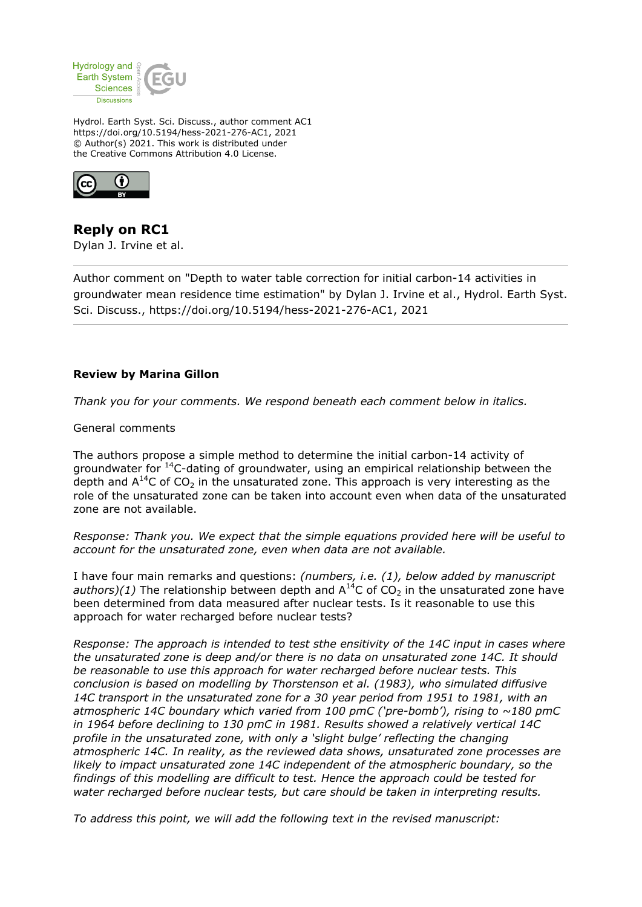Hydrol. Earth Syst. Sci. Discuss., author comment AC1
https://doi.org/10.5194/hess-2021-276-AC1, 2021
© Author(s) 2021. This work is distributed under
the Creative Commons Attribution 4.0 License.

## Reply on RC1

Dylan J. Irvine et al.

Author comment on "Depth to water table correction for initial carbon-14 activities in groundwater mean residence time estimation" by Dylan J. Irvine et al., Hydrol. Earth Syst. Sci. Discuss., https://doi.org/10.5194/hess-2021-276-AC1, 2021

---

**Review by Marina Gillon**

*Thank you for your comments. We respond beneath each comment below in italics.*

General comments

The authors propose a simple method to determine the initial carbon-14 activity of groundwater for $^{14}C$-dating of groundwater, using an empirical relationship between the depth and $A^{14}C$ of $CO_2$ in the unsaturated zone. This approach is very interesting as the role of the unsaturated zone can be taken into account even when data of the unsaturated zone are not available.

*Response: Thank you. We expect that the simple equations provided here will be useful to account for the unsaturated zone, even when data are not available.*

I have four main remarks and questions: *(numbers, i.e. (1), below added by manuscript authors)(1)* The relationship between depth and $A^{14}C$ of $CO_2$ in the unsaturated zone have been determined from data measured after nuclear tests. Is it reasonable to use this approach for water recharged before nuclear tests?

*Response: The approach is intended to test sthe ensitivity of the 14C input in cases where the unsaturated zone is deep and/or there is no data on unsaturated zone 14C. It should be reasonable to use this approach for water recharged before nuclear tests. This conclusion is based on modelling by Thorstenson et al. (1983), who simulated diffusive 14C transport in the unsaturated zone for a 30 year period from 1951 to 1981, with an atmospheric 14C boundary which varied from 100 pmC ('pre-bomb'), rising to ~180 pmC in 1964 before declining to 130 pmC in 1981. Results showed a relatively vertical 14C profile in the unsaturated zone, with only a 'slight bulge' reflecting the changing atmospheric 14C. In reality, as the reviewed data shows, unsaturated zone processes are likely to impact unsaturated zone 14C independent of the atmospheric boundary, so the findings of this modelling are difficult to test. Hence the approach could be tested for water recharged before nuclear tests, but care should be taken in interpreting results.*

*To address this point, we will add the following text in the revised manuscript:*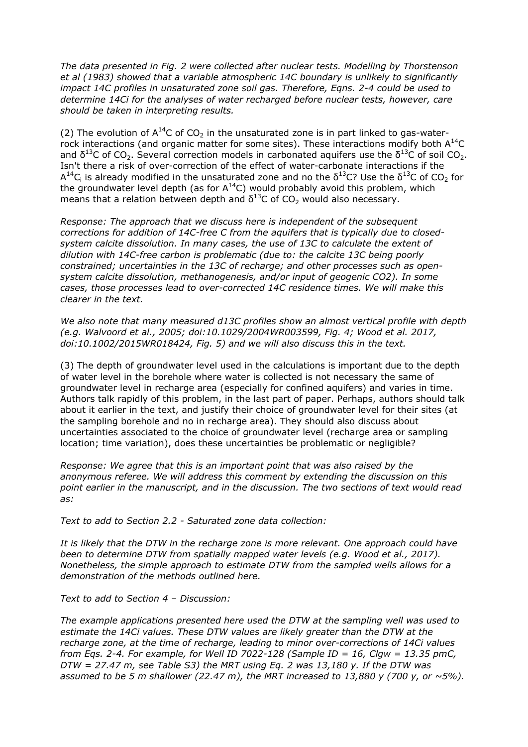*The data presented in Fig. 2 were collected after nuclear tests. Modelling by Thorstenson et al (1983) showed that a variable atmospheric 14C boundary is unlikely to significantly impact 14C profiles in unsaturated zone soil gas. Therefore, Eqns. 2-4 could be used to determine 14Ci for the analyses of water recharged before nuclear tests, however, care should be taken in interpreting results.*

(2) The evolution of $A^{14}C$ of $CO_2$ in the unsaturated zone is in part linked to gas-water-rock interactions (and organic matter for some sites). These interactions modify both $A^{14}C$ and $\delta^{13}C$ of $CO_2$. Several correction models in carbonated aquifers use the $\delta^{13}C$ of soil $CO_2$. Isn't there a risk of over-correction of the effect of water-carbonate interactions if the $A^{14}C_i$ is already modified in the unsaturated zone and no the $\delta^{13}C$? Use the $\delta^{13}C$ of $CO_2$ for the groundwater level depth (as for $A^{14}C$) would probably avoid this problem, which means that a relation between depth and $\delta^{13}C$ of $CO_2$ would also necessary.

*Response: The approach that we discuss here is independent of the subsequent corrections for addition of 14C-free C from the aquifers that is typically due to closed-system calcite dissolution. In many cases, the use of 13C to calculate the extent of dilution with 14C-free carbon is problematic (due to: the calcite 13C being poorly constrained; uncertainties in the 13C of recharge; and other processes such as open-system calcite dissolution, methanogenesis, and/or input of geogenic CO2). In some cases, those processes lead to over-corrected 14C residence times. We will make this clearer in the text.*

*We also note that many measured d13C profiles show an almost vertical profile with depth (e.g. Walvoord et al., 2005; doi:10.1029/2004WR003599, Fig. 4; Wood et al. 2017, doi:10.1002/2015WR018424, Fig. 5) and we will also discuss this in the text.*

(3) The depth of groundwater level used in the calculations is important due to the depth of water level in the borehole where water is collected is not necessary the same of groundwater level in recharge area (especially for confined aquifers) and varies in time. Authors talk rapidly of this problem, in the last part of paper. Perhaps, authors should talk about it earlier in the text, and justify their choice of groundwater level for their sites (at the sampling borehole and no in recharge area). They should also discuss about uncertainties associated to the choice of groundwater level (recharge area or sampling location; time variation), does these uncertainties be problematic or negligible?

*Response: We agree that this is an important point that was also raised by the anonymous referee. We will address this comment by extending the discussion on this point earlier in the manuscript, and in the discussion. The two sections of text would read as:*

*Text to add to Section 2.2 - Saturated zone data collection:*

*It is likely that the DTW in the recharge zone is more relevant. One approach could have been to determine DTW from spatially mapped water levels (e.g. Wood et al., 2017). Nonetheless, the simple approach to estimate DTW from the sampled wells allows for a demonstration of the methods outlined here.*

*Text to add to Section 4 – Discussion:*

*The example applications presented here used the DTW at the sampling well was used to estimate the 14Ci values. These DTW values are likely greater than the DTW at the recharge zone, at the time of recharge, leading to minor over-corrections of 14Ci values from Eqs. 2-4. For example, for Well ID 7022-128 (Sample ID = 16, Clgw = 13.35 pmC, DTW = 27.47 m, see Table S3) the MRT using Eq. 2 was 13,180 y. If the DTW was assumed to be 5 m shallower (22.47 m), the MRT increased to 13,880 y (700 y, or ~5%).*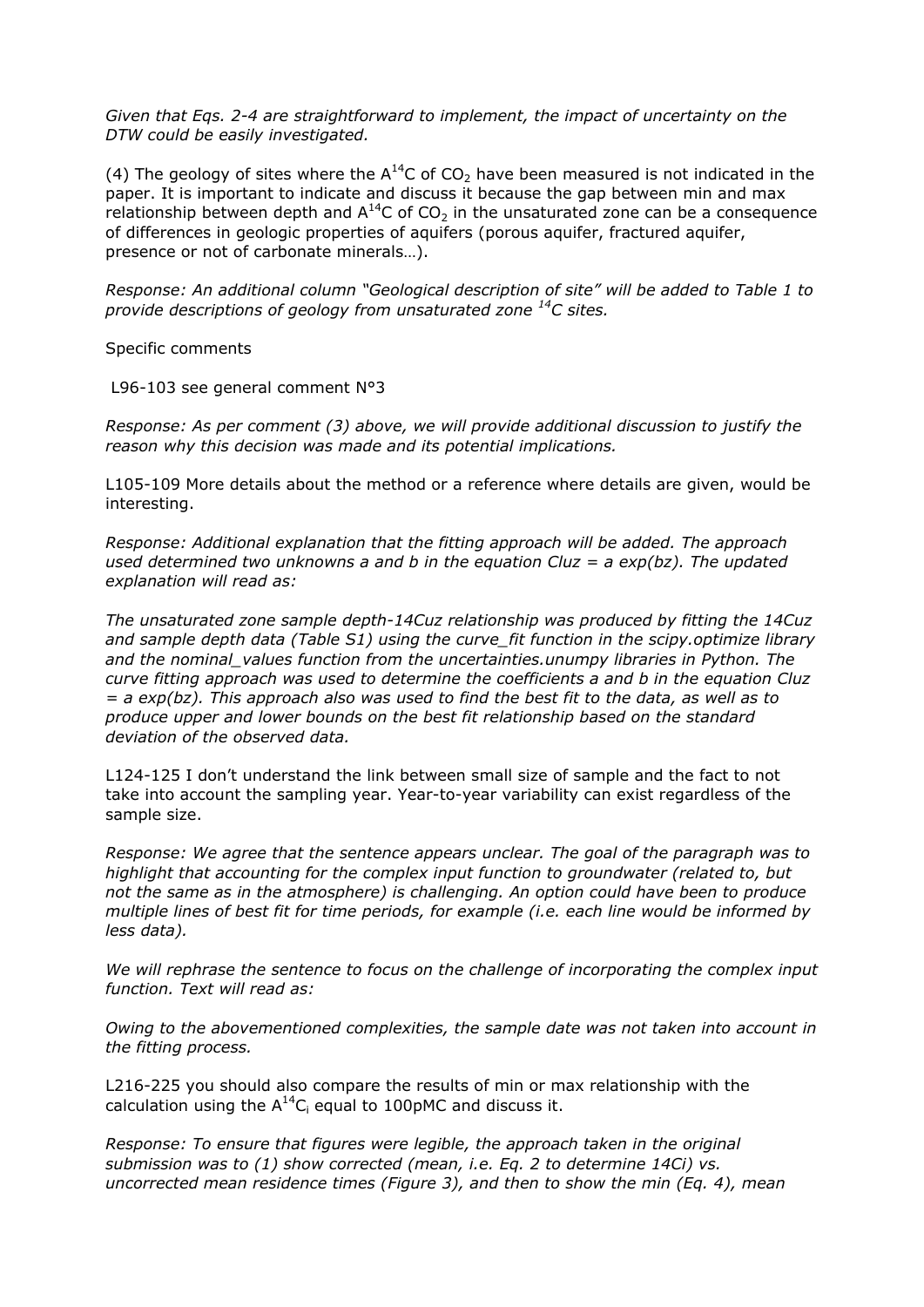*Given that Eqs. 2-4 are straightforward to implement, the impact of uncertainty on the DTW could be easily investigated.*

(4) The geology of sites where the $A^{14}C$ of $CO_2$ have been measured is not indicated in the paper. It is important to indicate and discuss it because the gap between min and max relationship between depth and $A^{14}C$ of $CO_2$ in the unsaturated zone can be a consequence of differences in geologic properties of aquifers (porous aquifer, fractured aquifer, presence or not of carbonate minerals…).

*Response: An additional column "Geological description of site" will be added to Table 1 to provide descriptions of geology from unsaturated zone $^{14}C$ sites.*

Specific comments

L96-103 see general comment N°3

*Response: As per comment (3) above, we will provide additional discussion to justify the reason why this decision was made and its potential implications.*

L105-109 More details about the method or a reference where details are given, would be interesting.

*Response: Additional explanation that the fitting approach will be added. The approach used determined two unknowns a and b in the equation Cluz = a exp(bz). The updated explanation will read as:*

*The unsaturated zone sample depth-14Cuz relationship was produced by fitting the 14Cuz and sample depth data (Table S1) using the curve_fit function in the scipy.optimize library and the nominal_values function from the uncertainties.unumpy libraries in Python. The curve fitting approach was used to determine the coefficients a and b in the equation Cluz = a exp(bz). This approach also was used to find the best fit to the data, as well as to produce upper and lower bounds on the best fit relationship based on the standard deviation of the observed data.*

L124-125 I don't understand the link between small size of sample and the fact to not take into account the sampling year. Year-to-year variability can exist regardless of the sample size.

*Response: We agree that the sentence appears unclear. The goal of the paragraph was to highlight that accounting for the complex input function to groundwater (related to, but not the same as in the atmosphere) is challenging. An option could have been to produce multiple lines of best fit for time periods, for example (i.e. each line would be informed by less data).*

*We will rephrase the sentence to focus on the challenge of incorporating the complex input function. Text will read as:*

*Owing to the abovementioned complexities, the sample date was not taken into account in the fitting process.*

L216-225 you should also compare the results of min or max relationship with the calculation using the $A^{14}C_i$ equal to 100pMC and discuss it.

*Response: To ensure that figures were legible, the approach taken in the original submission was to (1) show corrected (mean, i.e. Eq. 2 to determine 14Ci) vs. uncorrected mean residence times (Figure 3), and then to show the min (Eq. 4), mean*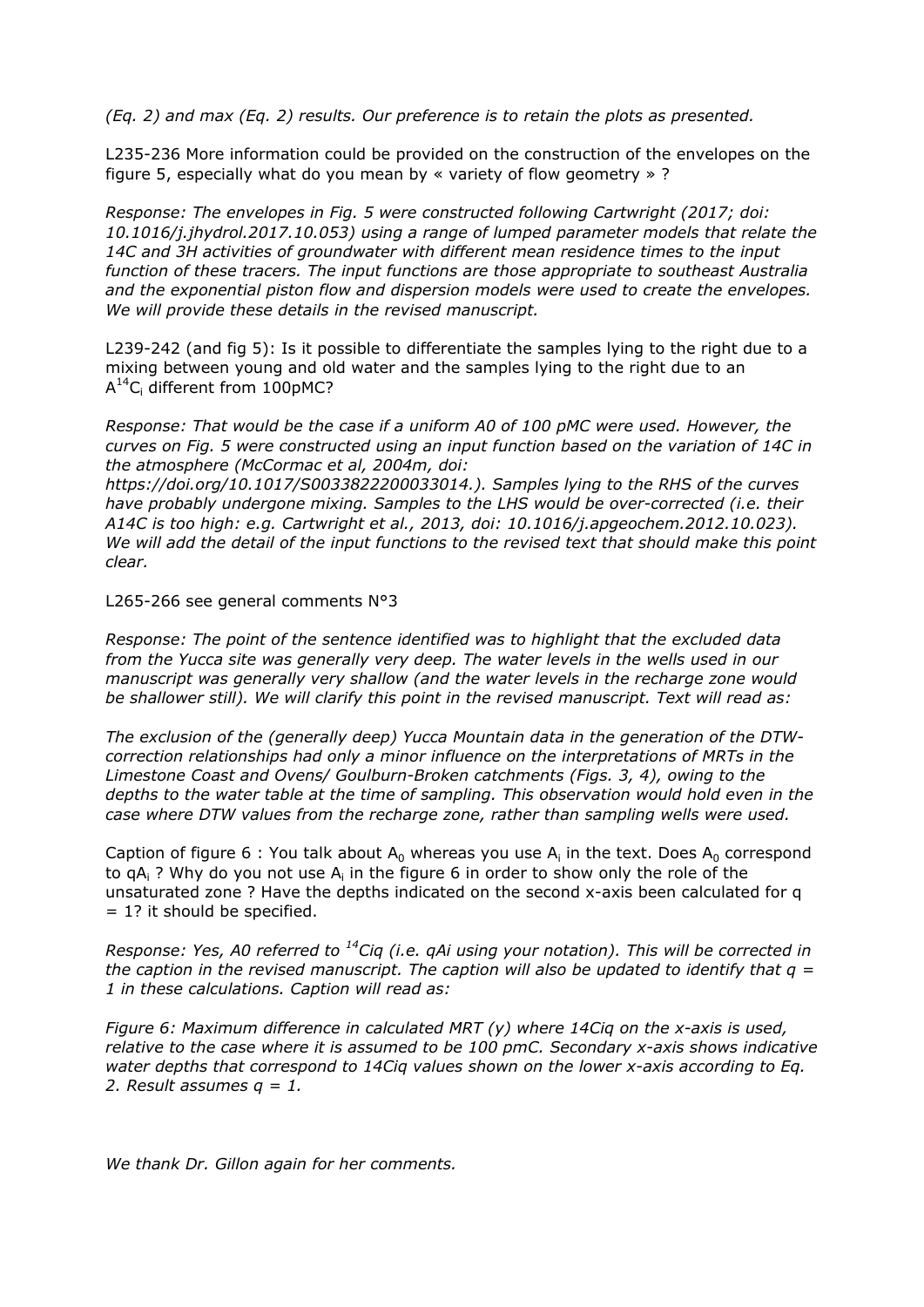*(Eq. 2) and max (Eq. 2) results. Our preference is to retain the plots as presented.*

L235-236 More information could be provided on the construction of the envelopes on the figure 5, especially what do you mean by « variety of flow geometry » ?

*Response: The envelopes in Fig. 5 were constructed following Cartwright (2017; doi: 10.1016/j.jhydrol.2017.10.053) using a range of lumped parameter models that relate the 14C and 3H activities of groundwater with different mean residence times to the input function of these tracers. The input functions are those appropriate to southeast Australia and the exponential piston flow and dispersion models were used to create the envelopes. We will provide these details in the revised manuscript.*

L239-242 (and fig 5): Is it possible to differentiate the samples lying to the right due to a mixing between young and old water and the samples lying to the right due to an $A^{14}C_i$ different from 100pMC?

*Response: That would be the case if a uniform A0 of 100 pMC were used. However, the curves on Fig. 5 were constructed using an input function based on the variation of 14C in the atmosphere (McCormac et al, 2004m, doi: https://doi.org/10.1017/S0033822200033014.). Samples lying to the RHS of the curves have probably undergone mixing. Samples to the LHS would be over-corrected (i.e. their A14C is too high: e.g. Cartwright et al., 2013, doi: 10.1016/j.apgeochem.2012.10.023). We will add the detail of the input functions to the revised text that should make this point clear.*

L265-266 see general comments N°3

*Response: The point of the sentence identified was to highlight that the excluded data from the Yucca site was generally very deep. The water levels in the wells used in our manuscript was generally very shallow (and the water levels in the recharge zone would be shallower still). We will clarify this point in the revised manuscript. Text will read as:*

*The exclusion of the (generally deep) Yucca Mountain data in the generation of the DTW-correction relationships had only a minor influence on the interpretations of MRTs in the Limestone Coast and Ovens/ Goulburn-Broken catchments (Figs. 3, 4), owing to the depths to the water table at the time of sampling. This observation would hold even in the case where DTW values from the recharge zone, rather than sampling wells were used.*

Caption of figure 6 : You talk about $A_0$ whereas you use $A_i$ in the text. Does $A_0$ correspond to $qA_i$ ? Why do you not use $A_i$ in the figure 6 in order to show only the role of the unsaturated zone ? Have the depths indicated on the second x-axis been calculated for q = 1? it should be specified.

*Response: Yes, A0 referred to $^{14}Ciq$ (i.e. qAi using your notation). This will be corrected in the caption in the revised manuscript. The caption will also be updated to identify that q = 1 in these calculations. Caption will read as:*

*Figure 6: Maximum difference in calculated MRT (y) where 14Ciq on the x-axis is used, relative to the case where it is assumed to be 100 pmC. Secondary x-axis shows indicative water depths that correspond to 14Ciq values shown on the lower x-axis according to Eq. 2. Result assumes q = 1.*

*We thank Dr. Gillon again for her comments.*